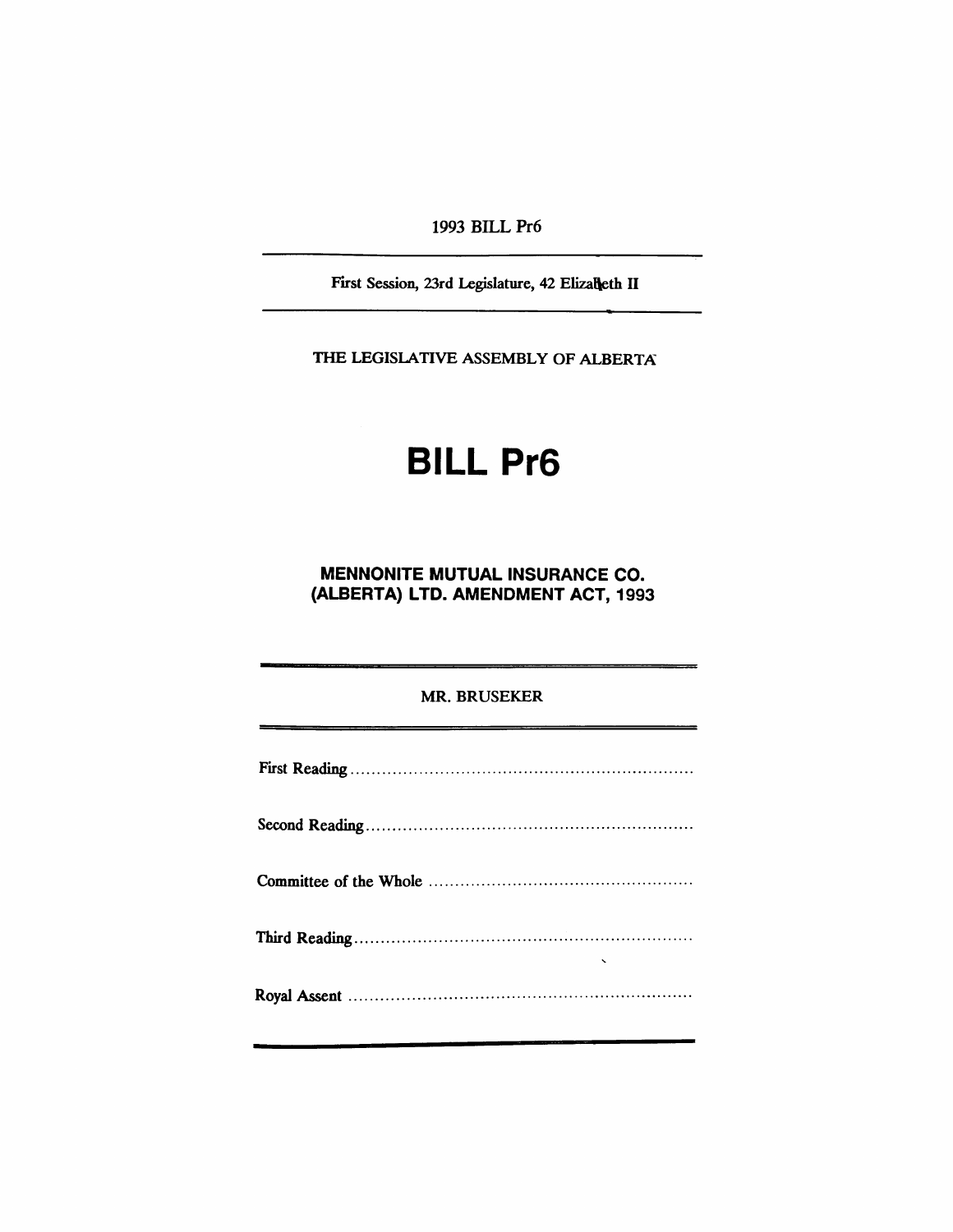1993 BILL Pr6

First Session, 23rd Legislature, 42 Elizabeth II

THE LEGISLATIVE ASSEMBLY OF ALBERTA

# BILL Pr6

## MENNONITE MUTUAL INSURANCE CO. (ALBERTA) LTD. AMENDMENT ACT, 1993

MR. BRUSEKER

First Reading ..................................................................

Second Reading ..............................................................

Committee of the Whole ..................................................

Third Reading ................................................................

Royal Assent .................................................................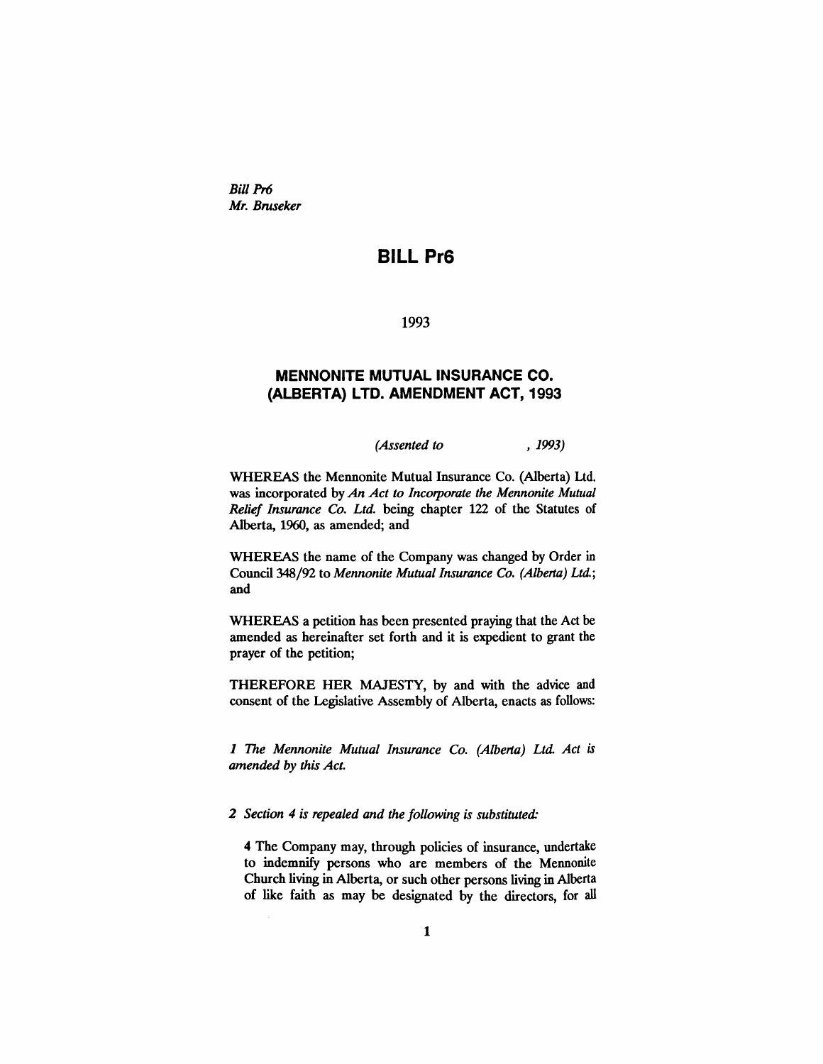*Bill Pr6*
*Mr. Bruseker*

# BILL Pr6

1993

## MENNONITE MUTUAL INSURANCE CO. (ALBERTA) LTD. AMENDMENT ACT, 1993

*(Assented to , 1993)*

WHEREAS the Mennonite Mutual Insurance Co. (Alberta) Ltd. was incorporated by *An Act to Incorporate the Mennonite Mutual Relief Insurance Co. Ltd.* being chapter 122 of the Statutes of Alberta, 1960, as amended; and

WHEREAS the name of the Company was changed by Order in Council 348/92 to *Mennonite Mutual Insurance Co. (Alberta) Ltd.*; and

WHEREAS a petition has been presented praying that the Act be amended as hereinafter set forth and it is expedient to grant the prayer of the petition;

THEREFORE HER MAJESTY, by and with the advice and consent of the Legislative Assembly of Alberta, enacts as follows:

*1 The Mennonite Mutual Insurance Co. (Alberta) Ltd. Act is amended by this Act.*

*2 Section 4 is repealed and the following is substituted:*

> **4** The Company may, through policies of insurance, undertake to indemnify persons who are members of the Mennonite Church living in Alberta, or such other persons living in Alberta of like faith as may be designated by the directors, for all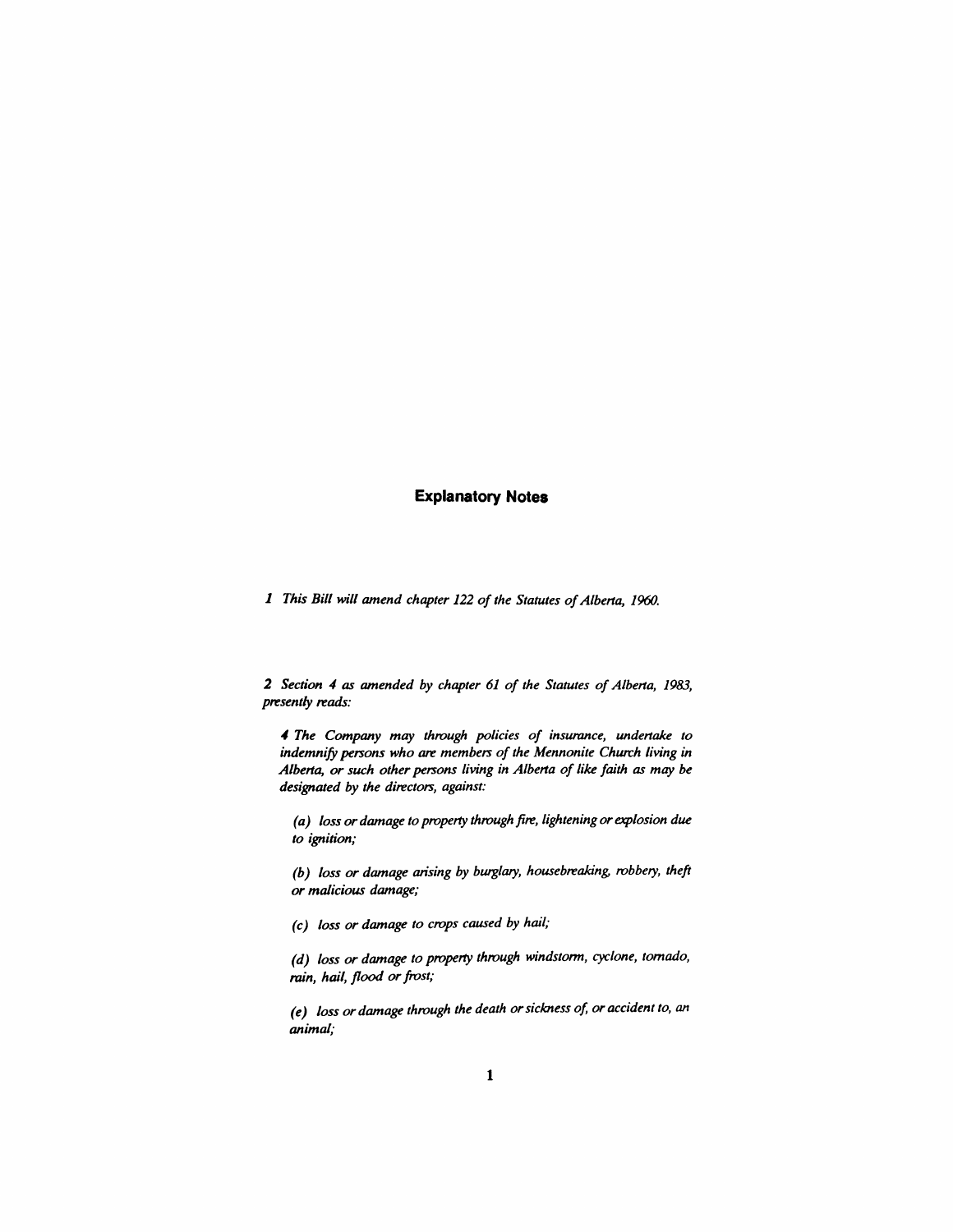## Explanatory Notes

*1 This Bill will amend chapter 122 of the Statutes of Alberta, 1960.*

*2 Section 4 as amended by chapter 61 of the Statutes of Alberta, 1983, presently reads:*

> *4 The Company may through policies of insurance, undertake to indemnify persons who are members of the Mennonite Church living in Alberta, or such other persons living in Alberta of like faith as may be designated by the directors, against:*
>
> *(a) loss or damage to property through fire, lightening or explosion due to ignition;*
>
> *(b) loss or damage arising by burglary, housebreaking, robbery, theft or malicious damage;*
>
> *(c) loss or damage to crops caused by hail;*
>
> *(d) loss or damage to property through windstorm, cyclone, tornado, rain, hail, flood or frost;*
>
> *(e) loss or damage through the death or sickness of, or accident to, an animal;*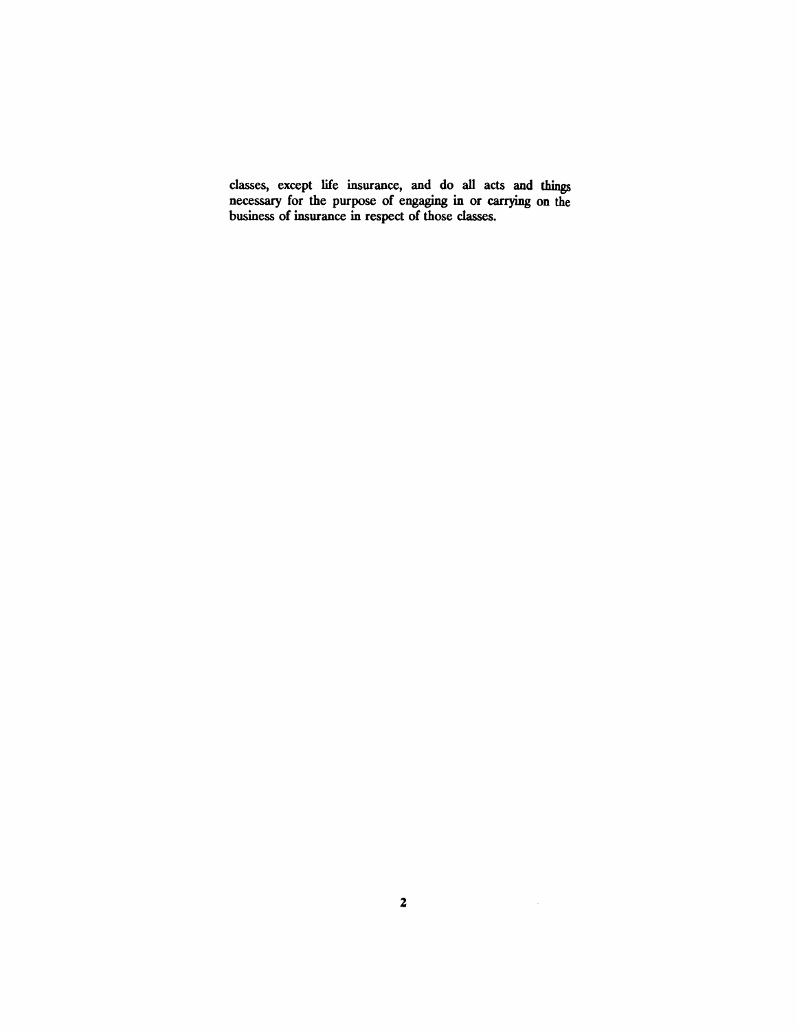classes, except life insurance, and do all acts and things necessary for the purpose of engaging in or carrying on the business of insurance in respect of those classes.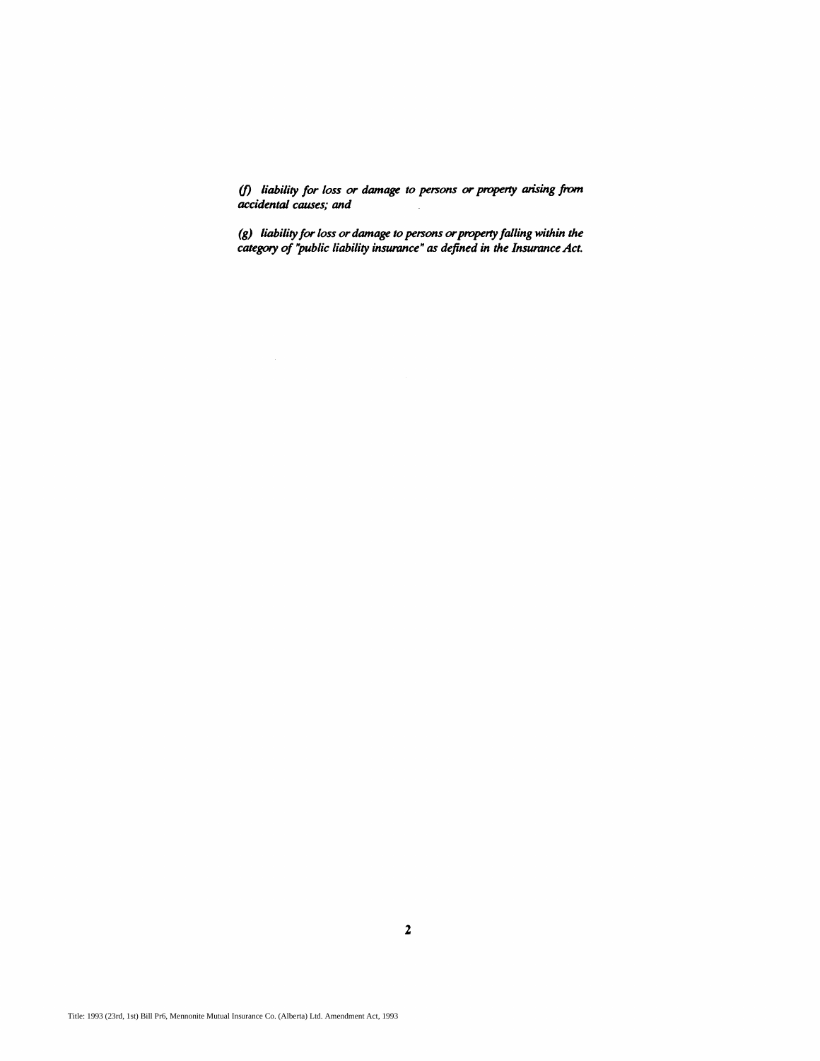*(f) liability for loss or damage to persons or property arising from accidental causes; and*

*(g) liability for loss or damage to persons or property falling within the category of "public liability insurance" as defined in the Insurance Act.*